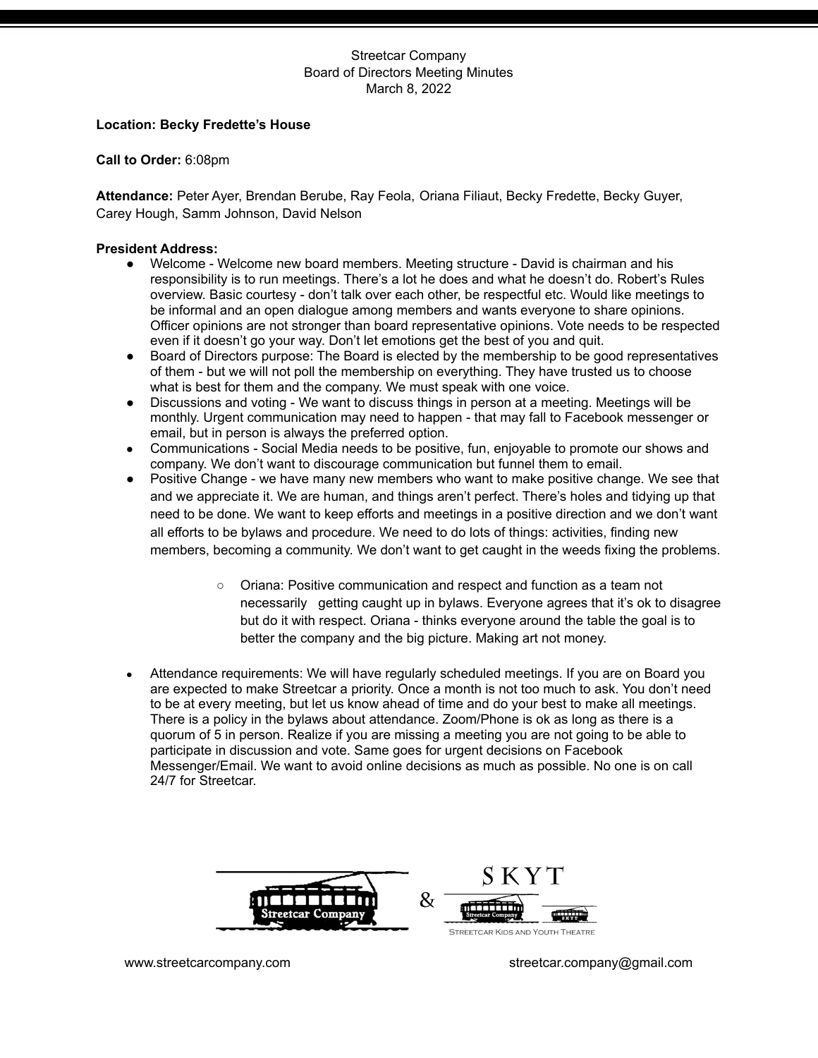Streetcar Company
Board of Directors Meeting Minutes
March 8, 2022

**Location: Becky Fredette's House**

**Call to Order:** 6:08pm

**Attendance:** Peter Ayer, Brendan Berube, Ray Feola, Oriana Filiaut, Becky Fredette, Becky Guyer, Carey Hough, Samm Johnson, David Nelson

**President Address:**

- Welcome - Welcome new board members. Meeting structure - David is chairman and his responsibility is to run meetings. There's a lot he does and what he doesn't do. Robert's Rules overview. Basic courtesy - don't talk over each other, be respectful etc. Would like meetings to be informal and an open dialogue among members and wants everyone to share opinions. Officer opinions are not stronger than board representative opinions. Vote needs to be respected even if it doesn't go your way. Don't let emotions get the best of you and quit.
- Board of Directors purpose: The Board is elected by the membership to be good representatives of them - but we will not poll the membership on everything. They have trusted us to choose what is best for them and the company. We must speak with one voice.
- Discussions and voting - We want to discuss things in person at a meeting. Meetings will be monthly. Urgent communication may need to happen - that may fall to Facebook messenger or email, but in person is always the preferred option.
- Communications - Social Media needs to be positive, fun, enjoyable to promote our shows and company. We don't want to discourage communication but funnel them to email.
- Positive Change - we have many new members who want to make positive change. We see that and we appreciate it. We are human, and things aren't perfect. There's holes and tidying up that need to be done. We want to keep efforts and meetings in a positive direction and we don't want all efforts to be bylaws and procedure. We need to do lots of things: activities, finding new members, becoming a community. We don't want to get caught in the weeds fixing the problems.
    - Oriana: Positive communication and respect and function as a team not necessarily getting caught up in bylaws. Everyone agrees that it's ok to disagree but do it with respect. Oriana - thinks everyone around the table the goal is to better the company and the big picture. Making art not money.
- Attendance requirements: We will have regularly scheduled meetings. If you are on Board you are expected to make Streetcar a priority. Once a month is not too much to ask. You don't need to be at every meeting, but let us know ahead of time and do your best to make all meetings. There is a policy in the bylaws about attendance. Zoom/Phone is ok as long as there is a quorum of 5 in person. Realize if you are missing a meeting you are not going to be able to participate in discussion and vote. Same goes for urgent decisions on Facebook Messenger/Email. We want to avoid online decisions as much as possible. No one is on call 24/7 for Streetcar.

Streetcar Company & SKYT — Streetcar Kids and Youth Theatre

www.streetcarcompany.com streetcar.company@gmail.com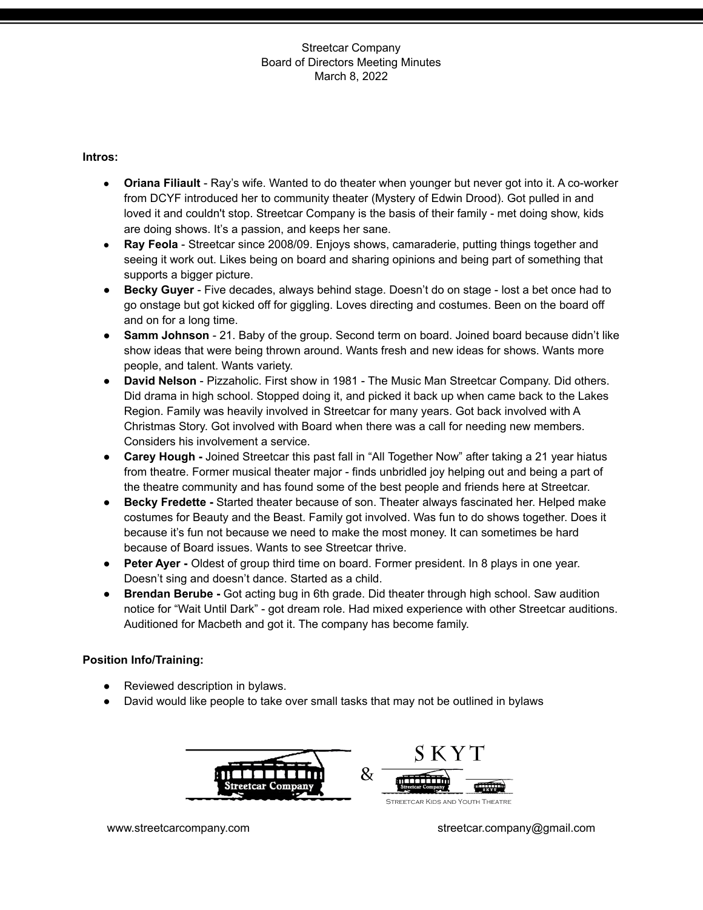Streetcar Company
Board of Directors Meeting Minutes
March 8, 2022

**Intros:**

- **Oriana Filiault** - Ray's wife. Wanted to do theater when younger but never got into it. A co-worker from DCYF introduced her to community theater (Mystery of Edwin Drood). Got pulled in and loved it and couldn't stop. Streetcar Company is the basis of their family - met doing show, kids are doing shows. It's a passion, and keeps her sane.
- **Ray Feola** - Streetcar since 2008/09. Enjoys shows, camaraderie, putting things together and seeing it work out. Likes being on board and sharing opinions and being part of something that supports a bigger picture.
- **Becky Guyer** - Five decades, always behind stage. Doesn't do on stage - lost a bet once had to go onstage but got kicked off for giggling. Loves directing and costumes. Been on the board off and on for a long time.
- **Samm Johnson** - 21. Baby of the group. Second term on board. Joined board because didn't like show ideas that were being thrown around. Wants fresh and new ideas for shows. Wants more people, and talent. Wants variety.
- **David Nelson** - Pizzaholic. First show in 1981 - The Music Man Streetcar Company. Did others. Did drama in high school. Stopped doing it, and picked it back up when came back to the Lakes Region. Family was heavily involved in Streetcar for many years. Got back involved with A Christmas Story. Got involved with Board when there was a call for needing new members. Considers his involvement a service.
- **Carey Hough -** Joined Streetcar this past fall in "All Together Now" after taking a 21 year hiatus from theatre. Former musical theater major - finds unbridled joy helping out and being a part of the theatre community and has found some of the best people and friends here at Streetcar.
- **Becky Fredette -** Started theater because of son. Theater always fascinated her. Helped make costumes for Beauty and the Beast. Family got involved. Was fun to do shows together. Does it because it's fun not because we need to make the most money. It can sometimes be hard because of Board issues. Wants to see Streetcar thrive.
- **Peter Ayer -** Oldest of group third time on board. Former president. In 8 plays in one year. Doesn't sing and doesn't dance. Started as a child.
- **Brendan Berube -** Got acting bug in 6th grade. Did theater through high school. Saw audition notice for "Wait Until Dark" - got dream role. Had mixed experience with other Streetcar auditions. Auditioned for Macbeth and got it. The company has become family.

**Position Info/Training:**

- Reviewed description in bylaws.
- David would like people to take over small tasks that may not be outlined in bylaws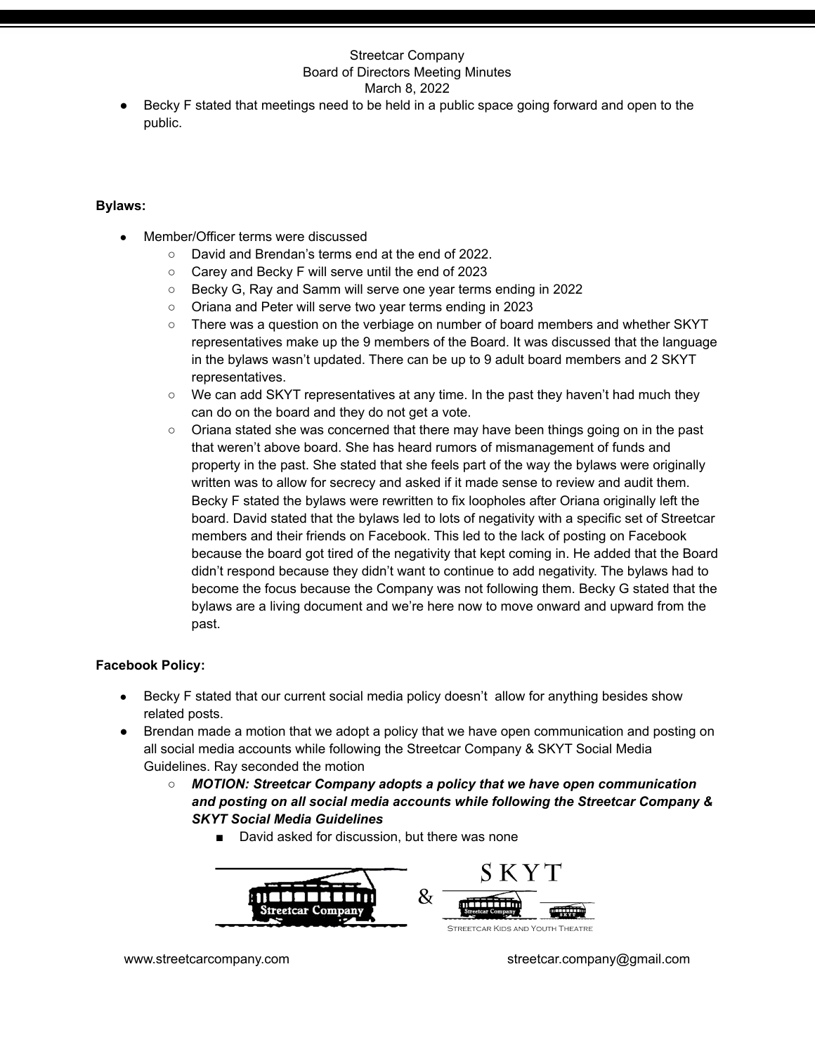- Becky F stated that meetings need to be held in a public space going forward and open to the public.

**Bylaws:**

- Member/Officer terms were discussed
  - David and Brendan's terms end at the end of 2022.
  - Carey and Becky F will serve until the end of 2023
  - Becky G, Ray and Samm will serve one year terms ending in 2022
  - Oriana and Peter will serve two year terms ending in 2023
  - There was a question on the verbiage on number of board members and whether SKYT representatives make up the 9 members of the Board. It was discussed that the language in the bylaws wasn't updated. There can be up to 9 adult board members and 2 SKYT representatives.
  - We can add SKYT representatives at any time. In the past they haven't had much they can do on the board and they do not get a vote.
  - Oriana stated she was concerned that there may have been things going on in the past that weren't above board. She has heard rumors of mismanagement of funds and property in the past. She stated that she feels part of the way the bylaws were originally written was to allow for secrecy and asked if it made sense to review and audit them. Becky F stated the bylaws were rewritten to fix loopholes after Oriana originally left the board. David stated that the bylaws led to lots of negativity with a specific set of Streetcar members and their friends on Facebook. This led to the lack of posting on Facebook because the board got tired of the negativity that kept coming in. He added that the Board didn't respond because they didn't want to continue to add negativity. The bylaws had to become the focus because the Company was not following them. Becky G stated that the bylaws are a living document and we're here now to move onward and upward from the past.

**Facebook Policy:**

- Becky F stated that our current social media policy doesn't allow for anything besides show related posts.
- Brendan made a motion that we adopt a policy that we have open communication and posting on all social media accounts while following the Streetcar Company & SKYT Social Media Guidelines. Ray seconded the motion
  - ***MOTION: Streetcar Company adopts a policy that we have open communication and posting on all social media accounts while following the Streetcar Company & SKYT Social Media Guidelines***
    - David asked for discussion, but there was none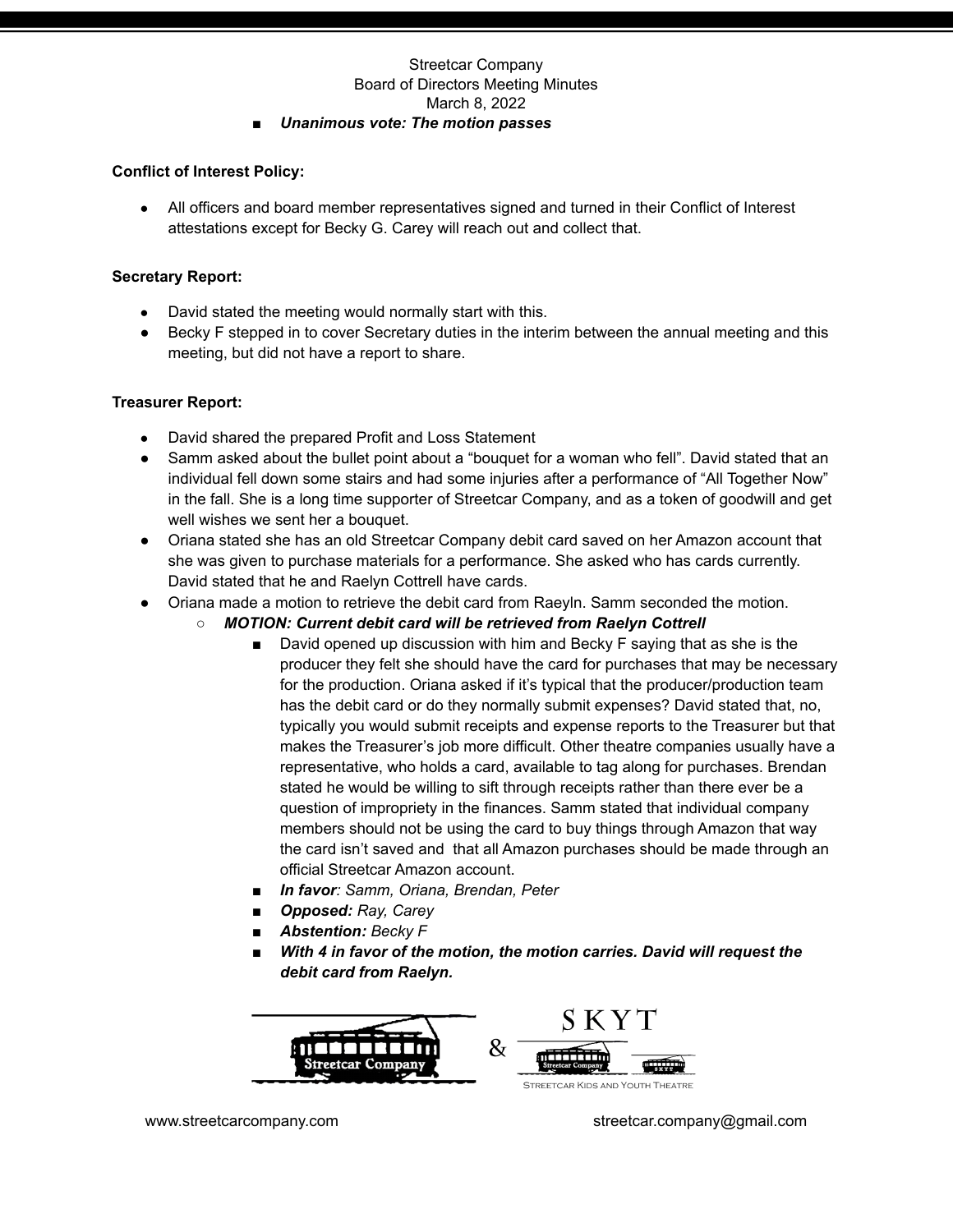- ***Unanimous vote: The motion passes***

**Conflict of Interest Policy:**

- All officers and board member representatives signed and turned in their Conflict of Interest attestations except for Becky G. Carey will reach out and collect that.

**Secretary Report:**

- David stated the meeting would normally start with this.
- Becky F stepped in to cover Secretary duties in the interim between the annual meeting and this meeting, but did not have a report to share.

**Treasurer Report:**

- David shared the prepared Profit and Loss Statement
- Samm asked about the bullet point about a "bouquet for a woman who fell". David stated that an individual fell down some stairs and had some injuries after a performance of "All Together Now" in the fall. She is a long time supporter of Streetcar Company, and as a token of goodwill and get well wishes we sent her a bouquet.
- Oriana stated she has an old Streetcar Company debit card saved on her Amazon account that she was given to purchase materials for a performance. She asked who has cards currently. David stated that he and Raelyn Cottrell have cards.
- Oriana made a motion to retrieve the debit card from Raeyln. Samm seconded the motion.
  - ***MOTION: Current debit card will be retrieved from Raelyn Cottrell***
    - David opened up discussion with him and Becky F saying that as she is the producer they felt she should have the card for purchases that may be necessary for the production. Oriana asked if it's typical that the producer/production team has the debit card or do they normally submit expenses? David stated that, no, typically you would submit receipts and expense reports to the Treasurer but that makes the Treasurer's job more difficult. Other theatre companies usually have a representative, who holds a card, available to tag along for purchases. Brendan stated he would be willing to sift through receipts rather than there ever be a question of impropriety in the finances. Samm stated that individual company members should not be using the card to buy things through Amazon that way the card isn't saved and that all Amazon purchases should be made through an official Streetcar Amazon account.
    - ***In favor****: Samm, Oriana, Brendan, Peter*
    - ***Opposed:*** *Ray, Carey*
    - ***Abstention:*** *Becky F*
    - ***With 4 in favor of the motion, the motion carries. David will request the debit card from Raelyn.***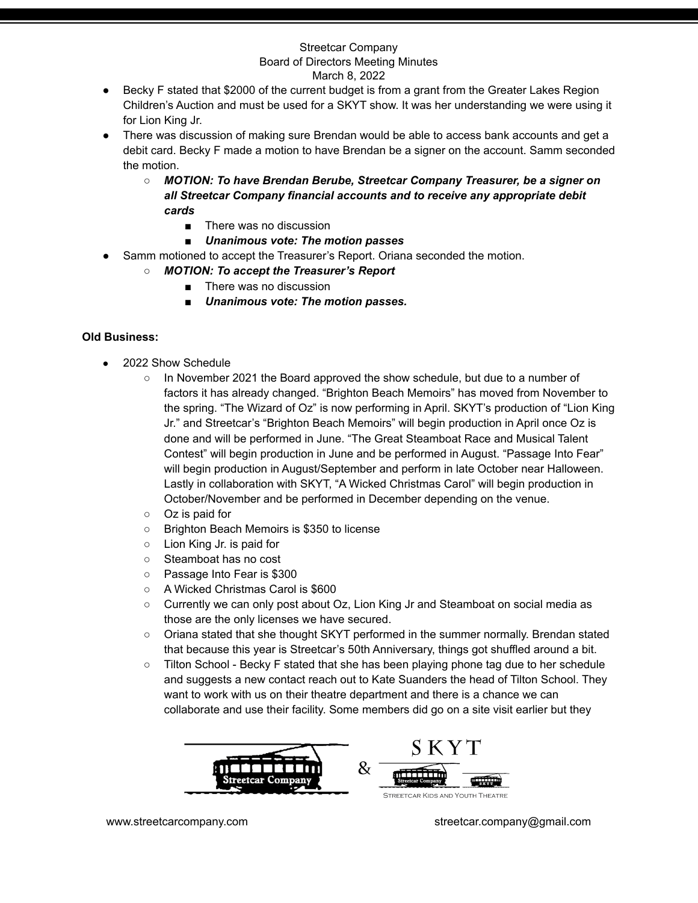- Becky F stated that $2000 of the current budget is from a grant from the Greater Lakes Region Children's Auction and must be used for a SKYT show. It was her understanding we were using it for Lion King Jr.
- There was discussion of making sure Brendan would be able to access bank accounts and get a debit card. Becky F made a motion to have Brendan be a signer on the account. Samm seconded the motion.
  - ***MOTION: To have Brendan Berube, Streetcar Company Treasurer, be a signer on all Streetcar Company financial accounts and to receive any appropriate debit cards***
    - There was no discussion
    - ***Unanimous vote: The motion passes***
- Samm motioned to accept the Treasurer's Report. Oriana seconded the motion.
  - ***MOTION: To accept the Treasurer's Report***
    - There was no discussion
    - ***Unanimous vote: The motion passes.***

**Old Business:**

- 2022 Show Schedule
  - In November 2021 the Board approved the show schedule, but due to a number of factors it has already changed. "Brighton Beach Memoirs" has moved from November to the spring. "The Wizard of Oz" is now performing in April. SKYT's production of "Lion King Jr." and Streetcar's "Brighton Beach Memoirs" will begin production in April once Oz is done and will be performed in June. "The Great Steamboat Race and Musical Talent Contest" will begin production in June and be performed in August. "Passage Into Fear" will begin production in August/September and perform in late October near Halloween. Lastly in collaboration with SKYT, "A Wicked Christmas Carol" will begin production in October/November and be performed in December depending on the venue.
  - Oz is paid for
  - Brighton Beach Memoirs is $350 to license
  - Lion King Jr. is paid for
  - Steamboat has no cost
  - Passage Into Fear is $300
  - A Wicked Christmas Carol is $600
  - Currently we can only post about Oz, Lion King Jr and Steamboat on social media as those are the only licenses we have secured.
  - Oriana stated that she thought SKYT performed in the summer normally. Brendan stated that because this year is Streetcar's 50th Anniversary, things got shuffled around a bit.
  - Tilton School - Becky F stated that she has been playing phone tag due to her schedule and suggests a new contact reach out to Kate Suanders the head of Tilton School. They want to work with us on their theatre department and there is a chance we can collaborate and use their facility. Some members did go on a site visit earlier but they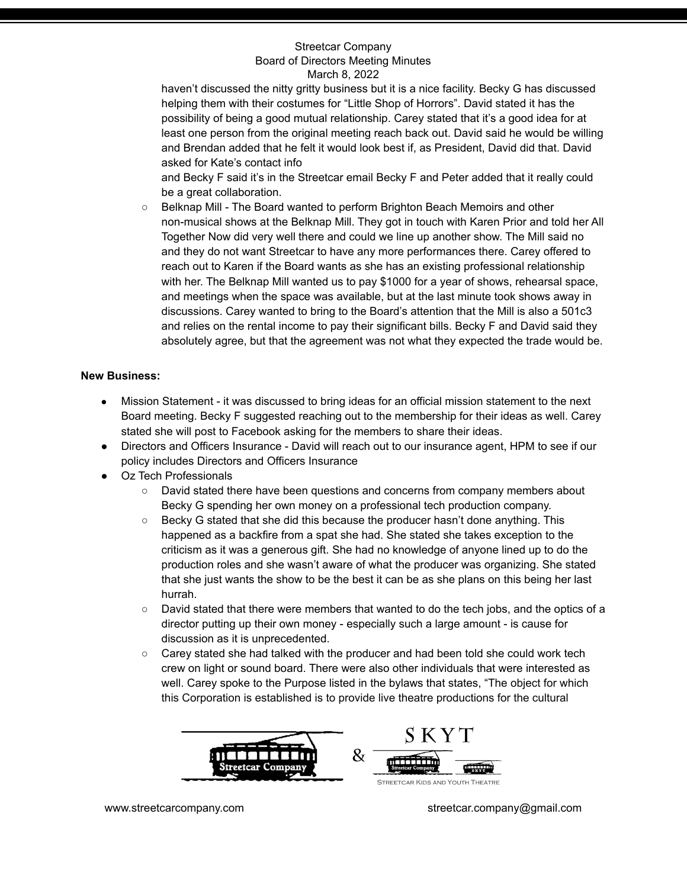haven't discussed the nitty gritty business but it is a nice facility. Becky G has discussed helping them with their costumes for "Little Shop of Horrors". David stated it has the possibility of being a good mutual relationship. Carey stated that it's a good idea for at least one person from the original meeting reach back out. David said he would be willing and Brendan added that he felt it would look best if, as President, David did that. David asked for Kate's contact info and Becky F said it's in the Streetcar email Becky F and Peter added that it really could be a great collaboration.

- Belknap Mill - The Board wanted to perform Brighton Beach Memoirs and other non-musical shows at the Belknap Mill. They got in touch with Karen Prior and told her All Together Now did very well there and could we line up another show. The Mill said no and they do not want Streetcar to have any more performances there. Carey offered to reach out to Karen if the Board wants as she has an existing professional relationship with her. The Belknap Mill wanted us to pay $1000 for a year of shows, rehearsal space, and meetings when the space was available, but at the last minute took shows away in discussions. Carey wanted to bring to the Board's attention that the Mill is also a 501c3 and relies on the rental income to pay their significant bills. Becky F and David said they absolutely agree, but that the agreement was not what they expected the trade would be.

**New Business:**

- Mission Statement - it was discussed to bring ideas for an official mission statement to the next Board meeting. Becky F suggested reaching out to the membership for their ideas as well. Carey stated she will post to Facebook asking for the members to share their ideas.
- Directors and Officers Insurance - David will reach out to our insurance agent, HPM to see if our policy includes Directors and Officers Insurance
- Oz Tech Professionals
  - David stated there have been questions and concerns from company members about Becky G spending her own money on a professional tech production company.
  - Becky G stated that she did this because the producer hasn't done anything. This happened as a backfire from a spat she had. She stated she takes exception to the criticism as it was a generous gift. She had no knowledge of anyone lined up to do the production roles and she wasn't aware of what the producer was organizing. She stated that she just wants the show to be the best it can be as she plans on this being her last hurrah.
  - David stated that there were members that wanted to do the tech jobs, and the optics of a director putting up their own money - especially such a large amount - is cause for discussion as it is unprecedented.
  - Carey stated she had talked with the producer and had been told she could work tech crew on light or sound board. There were also other individuals that were interested as well. Carey spoke to the Purpose listed in the bylaws that states, "The object for which this Corporation is established is to provide live theatre productions for the cultural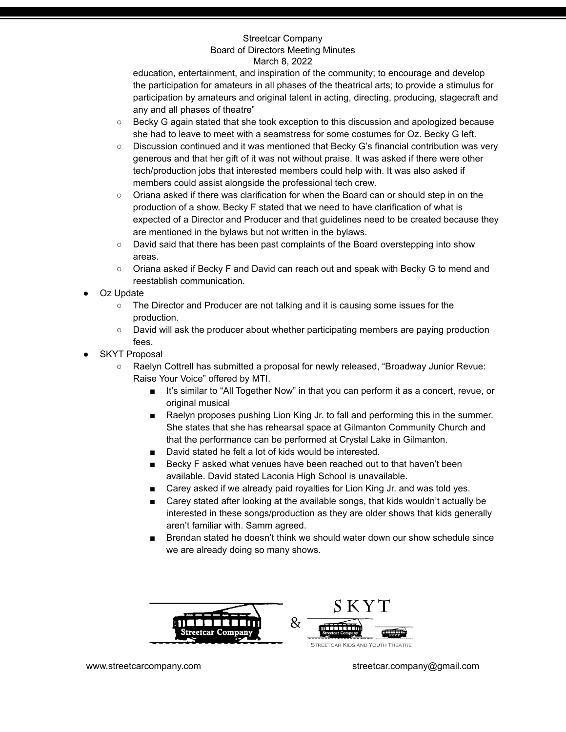education, entertainment, and inspiration of the community; to encourage and develop the participation for amateurs in all phases of the theatrical arts; to provide a stimulus for participation by amateurs and original talent in acting, directing, producing, stagecraft and any and all phases of theatre"

  - Becky G again stated that she took exception to this discussion and apologized because she had to leave to meet with a seamstress for some costumes for Oz. Becky G left.
  - Discussion continued and it was mentioned that Becky G's financial contribution was very generous and that her gift of it was not without praise. It was asked if there were other tech/production jobs that interested members could help with. It was also asked if members could assist alongside the professional tech crew.
  - Oriana asked if there was clarification for when the Board can or should step in on the production of a show. Becky F stated that we need to have clarification of what is expected of a Director and Producer and that guidelines need to be created because they are mentioned in the bylaws but not written in the bylaws.
  - David said that there has been past complaints of the Board overstepping into show areas.
  - Oriana asked if Becky F and David can reach out and speak with Becky G to mend and reestablish communication.
- Oz Update
  - The Director and Producer are not talking and it is causing some issues for the production.
  - David will ask the producer about whether participating members are paying production fees.
- SKYT Proposal
  - Raelyn Cottrell has submitted a proposal for newly released, "Broadway Junior Revue: Raise Your Voice" offered by MTI.
    - It's similar to "All Together Now" in that you can perform it as a concert, revue, or original musical
    - Raelyn proposes pushing Lion King Jr. to fall and performing this in the summer. She states that she has rehearsal space at Gilmanton Community Church and that the performance can be performed at Crystal Lake in Gilmanton.
    - David stated he felt a lot of kids would be interested.
    - Becky F asked what venues have been reached out to that haven't been available. David stated Laconia High School is unavailable.
    - Carey asked if we already paid royalties for Lion King Jr. and was told yes.
    - Carey stated after looking at the available songs, that kids wouldn't actually be interested in these songs/production as they are older shows that kids generally aren't familiar with. Samm agreed.
    - Brendan stated he doesn't think we should water down our show schedule since we are already doing so many shows.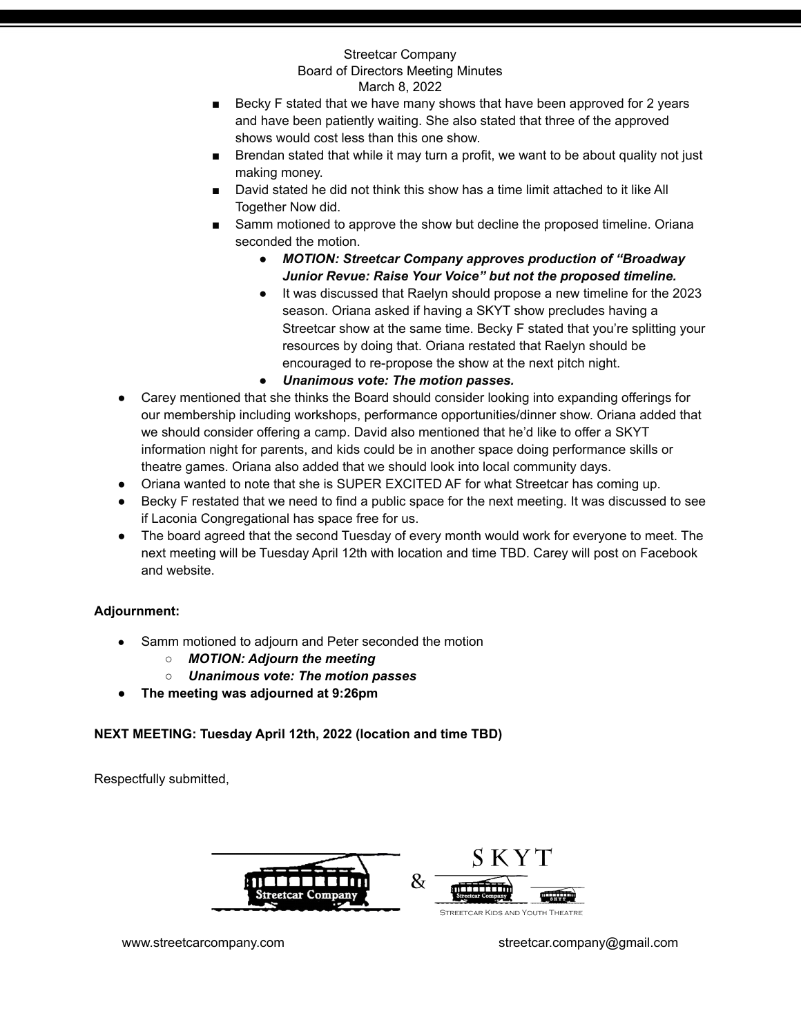- Becky F stated that we have many shows that have been approved for 2 years and have been patiently waiting. She also stated that three of the approved shows would cost less than this one show.
- Brendan stated that while it may turn a profit, we want to be about quality not just making money.
- David stated he did not think this show has a time limit attached to it like All Together Now did.
- Samm motioned to approve the show but decline the proposed timeline. Oriana seconded the motion.
  - ***MOTION: Streetcar Company approves production of "Broadway Junior Revue: Raise Your Voice" but not the proposed timeline.***
  - It was discussed that Raelyn should propose a new timeline for the 2023 season. Oriana asked if having a SKYT show precludes having a Streetcar show at the same time. Becky F stated that you're splitting your resources by doing that. Oriana restated that Raelyn should be encouraged to re-propose the show at the next pitch night.
  - ***Unanimous vote: The motion passes.***

- Carey mentioned that she thinks the Board should consider looking into expanding offerings for our membership including workshops, performance opportunities/dinner show. Oriana added that we should consider offering a camp. David also mentioned that he'd like to offer a SKYT information night for parents, and kids could be in another space doing performance skills or theatre games. Oriana also added that we should look into local community days.
- Oriana wanted to note that she is SUPER EXCITED AF for what Streetcar has coming up.
- Becky F restated that we need to find a public space for the next meeting. It was discussed to see if Laconia Congregational has space free for us.
- The board agreed that the second Tuesday of every month would work for everyone to meet. The next meeting will be Tuesday April 12th with location and time TBD. Carey will post on Facebook and website.

**Adjournment:**

- Samm motioned to adjourn and Peter seconded the motion
  - ***MOTION: Adjourn the meeting***
  - ***Unanimous vote: The motion passes***
- **The meeting was adjourned at 9:26pm**

**NEXT MEETING: Tuesday April 12th, 2022 (location and time TBD)**

Respectfully submitted,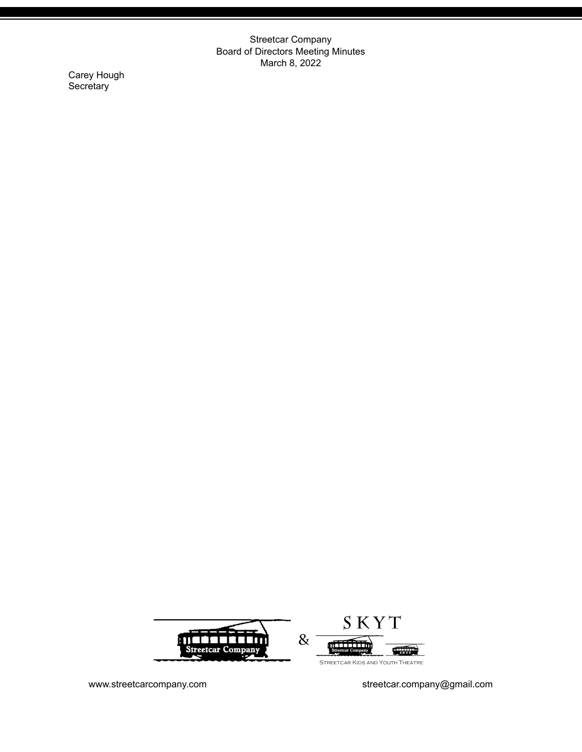Carey Hough
Secretary